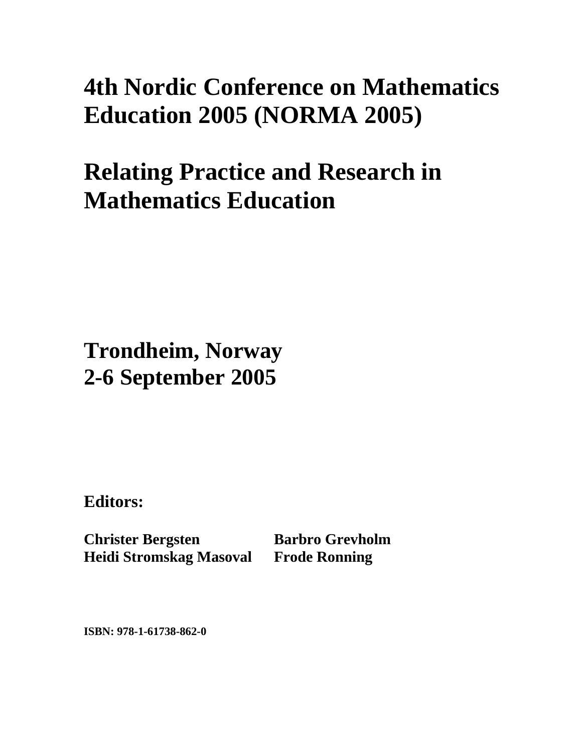# 4th Nordic Conference on Mathematics Education 2005 (NORMA 2005)

# Relating Practice and Research in Mathematics Education

## Trondheim, Norway
## 2-6 September 2005

**Editors:**

**Christer Bergsten**
**Barbro Grevholm**
**Heidi Stromskag Masoval**
**Frode Ronning**

**ISBN: 978-1-61738-862-0**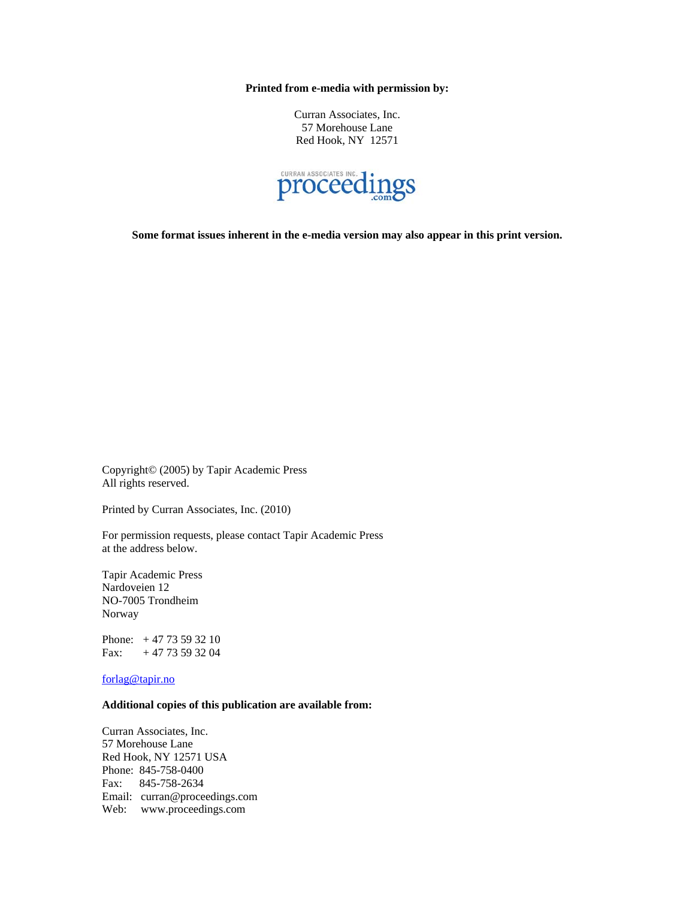**Printed from e-media with permission by:**

Curran Associates, Inc.
57 Morehouse Lane
Red Hook, NY 12571

CURRAN ASSOCIATES INC. proceedings.com

**Some format issues inherent in the e-media version may also appear in this print version.**

Copyright© (2005) by Tapir Academic Press
All rights reserved.

Printed by Curran Associates, Inc. (2010)

For permission requests, please contact Tapir Academic Press
at the address below.

Tapir Academic Press
Nardoveien 12
NO-7005 Trondheim
Norway

Phone: + 47 73 59 32 10
Fax: + 47 73 59 32 04

forlag@tapir.no

**Additional copies of this publication are available from:**

Curran Associates, Inc.
57 Morehouse Lane
Red Hook, NY 12571 USA
Phone: 845-758-0400
Fax: 845-758-2634
Email: curran@proceedings.com
Web: www.proceedings.com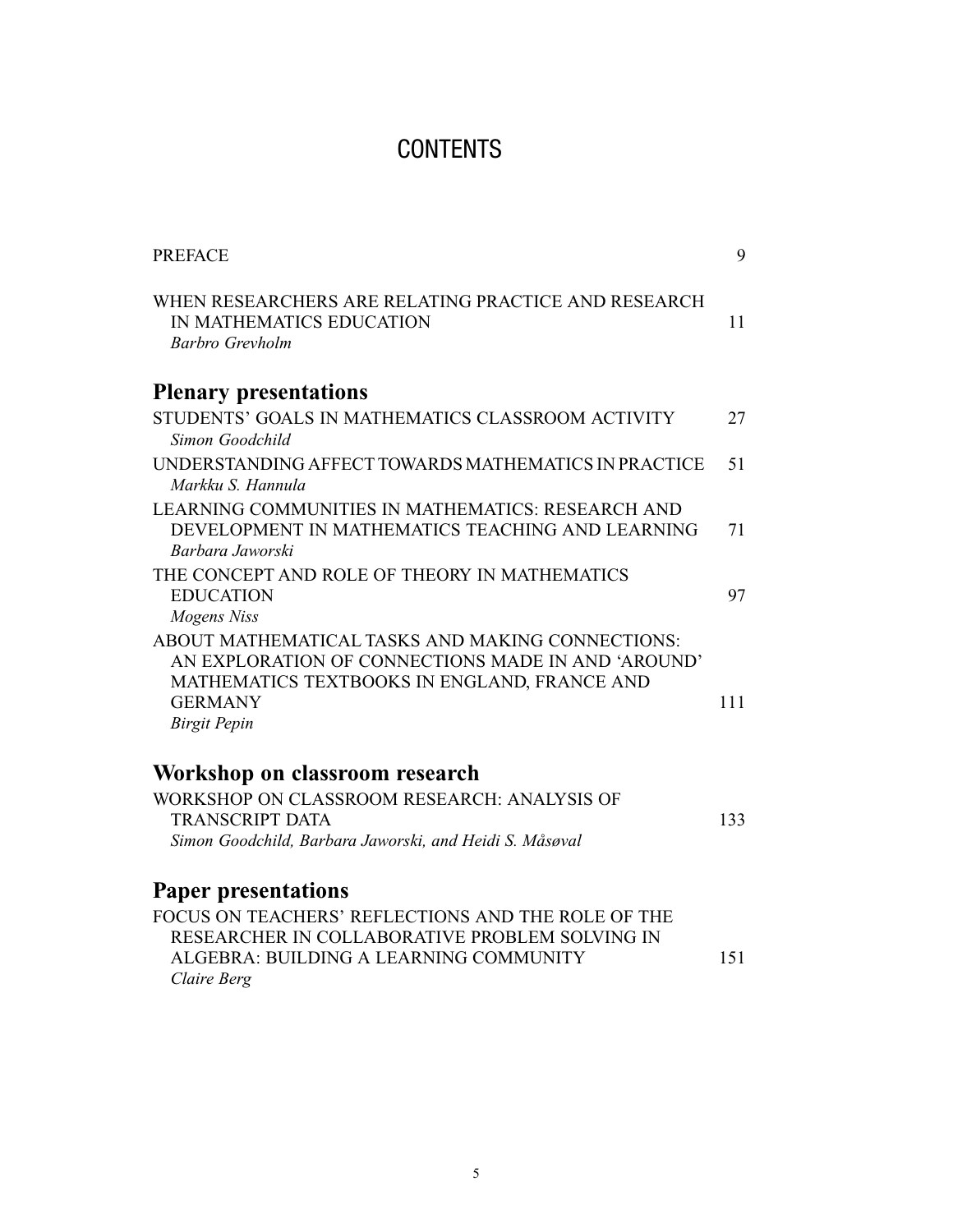# CONTENTS

PREFACE 9

WHEN RESEARCHERS ARE RELATING PRACTICE AND RESEARCH IN MATHEMATICS EDUCATION 11
*Barbro Grevholm*

## Plenary presentations

STUDENTS' GOALS IN MATHEMATICS CLASSROOM ACTIVITY 27
*Simon Goodchild*

UNDERSTANDING AFFECT TOWARDS MATHEMATICS IN PRACTICE 51
*Markku S. Hannula*

LEARNING COMMUNITIES IN MATHEMATICS: RESEARCH AND DEVELOPMENT IN MATHEMATICS TEACHING AND LEARNING 71
*Barbara Jaworski*

THE CONCEPT AND ROLE OF THEORY IN MATHEMATICS EDUCATION 97
*Mogens Niss*

ABOUT MATHEMATICAL TASKS AND MAKING CONNECTIONS: AN EXPLORATION OF CONNECTIONS MADE IN AND 'AROUND' MATHEMATICS TEXTBOOKS IN ENGLAND, FRANCE AND GERMANY 111
*Birgit Pepin*

## Workshop on classroom research

WORKSHOP ON CLASSROOM RESEARCH: ANALYSIS OF TRANSCRIPT DATA 133
*Simon Goodchild, Barbara Jaworski, and Heidi S. Måsøval*

## Paper presentations

FOCUS ON TEACHERS' REFLECTIONS AND THE ROLE OF THE RESEARCHER IN COLLABORATIVE PROBLEM SOLVING IN ALGEBRA: BUILDING A LEARNING COMMUNITY 151
*Claire Berg*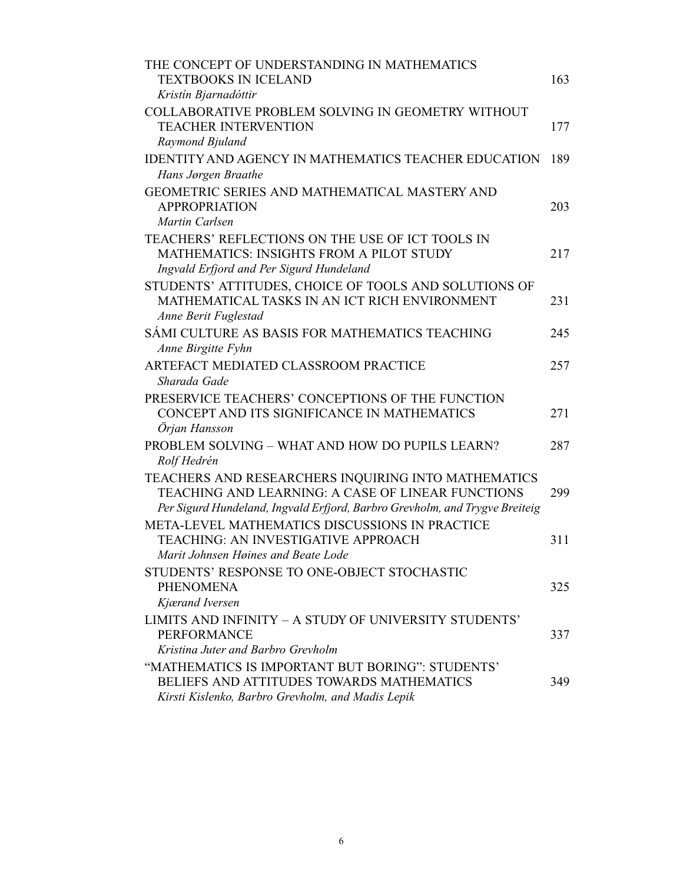THE CONCEPT OF UNDERSTANDING IN MATHEMATICS TEXTBOOKS IN ICELAND 163
*Kristín Bjarnadóttir*

COLLABORATIVE PROBLEM SOLVING IN GEOMETRY WITHOUT TEACHER INTERVENTION 177
*Raymond Bjuland*

IDENTITY AND AGENCY IN MATHEMATICS TEACHER EDUCATION 189
*Hans Jørgen Braathe*

GEOMETRIC SERIES AND MATHEMATICAL MASTERY AND APPROPRIATION 203
*Martin Carlsen*

TEACHERS' REFLECTIONS ON THE USE OF ICT TOOLS IN MATHEMATICS: INSIGHTS FROM A PILOT STUDY 217
*Ingvald Erfjord and Per Sigurd Hundeland*

STUDENTS' ATTITUDES, CHOICE OF TOOLS AND SOLUTIONS OF MATHEMATICAL TASKS IN AN ICT RICH ENVIRONMENT 231
*Anne Berit Fuglestad*

SÁMI CULTURE AS BASIS FOR MATHEMATICS TEACHING 245
*Anne Birgitte Fyhn*

ARTEFACT MEDIATED CLASSROOM PRACTICE 257
*Sharada Gade*

PRESERVICE TEACHERS' CONCEPTIONS OF THE FUNCTION CONCEPT AND ITS SIGNIFICANCE IN MATHEMATICS 271
*Örjan Hansson*

PROBLEM SOLVING – WHAT AND HOW DO PUPILS LEARN? 287
*Rolf Hedrén*

TEACHERS AND RESEARCHERS INQUIRING INTO MATHEMATICS TEACHING AND LEARNING: A CASE OF LINEAR FUNCTIONS 299
*Per Sigurd Hundeland, Ingvald Erfjord, Barbro Grevholm, and Trygve Breiteig*

META-LEVEL MATHEMATICS DISCUSSIONS IN PRACTICE TEACHING: AN INVESTIGATIVE APPROACH 311
*Marit Johnsen Høines and Beate Lode*

STUDENTS' RESPONSE TO ONE-OBJECT STOCHASTIC PHENOMENA 325
*Kjærand Iversen*

LIMITS AND INFINITY – A STUDY OF UNIVERSITY STUDENTS' PERFORMANCE 337
*Kristina Juter and Barbro Grevholm*

"MATHEMATICS IS IMPORTANT BUT BORING": STUDENTS' BELIEFS AND ATTITUDES TOWARDS MATHEMATICS 349
*Kirsti Kislenko, Barbro Grevholm, and Madis Lepik*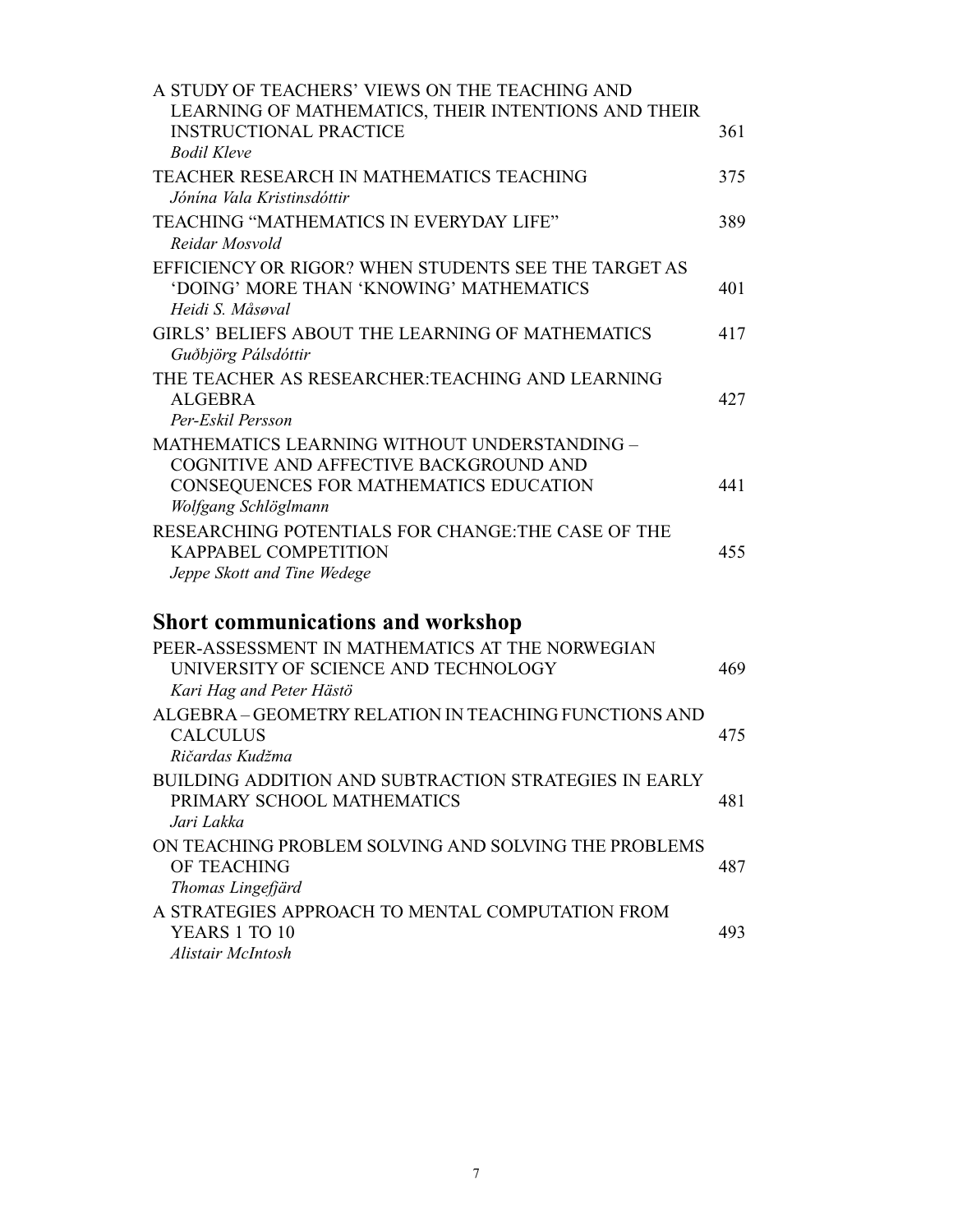A STUDY OF TEACHERS' VIEWS ON THE TEACHING AND LEARNING OF MATHEMATICS, THEIR INTENTIONS AND THEIR INSTRUCTIONAL PRACTICE 361
*Bodil Kleve*

TEACHER RESEARCH IN MATHEMATICS TEACHING 375
*Jónína Vala Kristinsdóttir*

TEACHING "MATHEMATICS IN EVERYDAY LIFE" 389
*Reidar Mosvold*

EFFICIENCY OR RIGOR? WHEN STUDENTS SEE THE TARGET AS 'DOING' MORE THAN 'KNOWING' MATHEMATICS 401
*Heidi S. Måsøval*

GIRLS' BELIEFS ABOUT THE LEARNING OF MATHEMATICS 417
*Guðbjörg Pálsdóttir*

THE TEACHER AS RESEARCHER:TEACHING AND LEARNING ALGEBRA 427
*Per-Eskil Persson*

MATHEMATICS LEARNING WITHOUT UNDERSTANDING – COGNITIVE AND AFFECTIVE BACKGROUND AND CONSEQUENCES FOR MATHEMATICS EDUCATION 441
*Wolfgang Schlöglmann*

RESEARCHING POTENTIALS FOR CHANGE:THE CASE OF THE KAPPABEL COMPETITION 455
*Jeppe Skott and Tine Wedege*

## Short communications and workshop

PEER-ASSESSMENT IN MATHEMATICS AT THE NORWEGIAN UNIVERSITY OF SCIENCE AND TECHNOLOGY 469
*Kari Hag and Peter Hästö*

ALGEBRA – GEOMETRY RELATION IN TEACHING FUNCTIONS AND CALCULUS 475
*Ričardas Kudžma*

BUILDING ADDITION AND SUBTRACTION STRATEGIES IN EARLY PRIMARY SCHOOL MATHEMATICS 481
*Jari Lakka*

ON TEACHING PROBLEM SOLVING AND SOLVING THE PROBLEMS OF TEACHING 487
*Thomas Lingefjärd*

A STRATEGIES APPROACH TO MENTAL COMPUTATION FROM YEARS 1 TO 10 493
*Alistair McIntosh*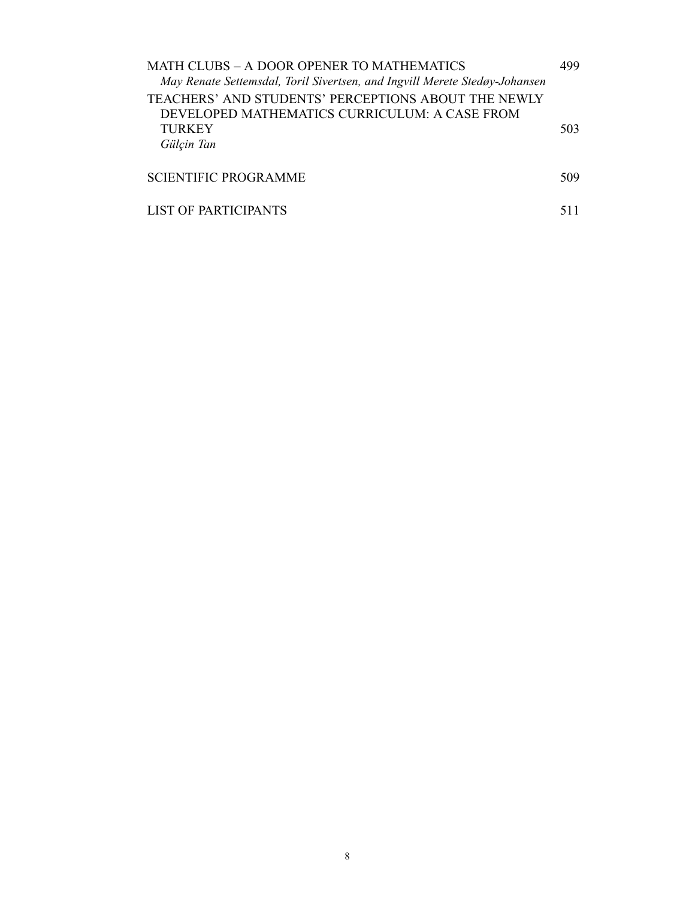MATH CLUBS – A DOOR OPENER TO MATHEMATICS 499
*May Renate Settemsdal, Toril Sivertsen, and Ingvill Merete Stedøy-Johansen*

TEACHERS' AND STUDENTS' PERCEPTIONS ABOUT THE NEWLY DEVELOPED MATHEMATICS CURRICULUM: A CASE FROM TURKEY 503
*Gülçin Tan*

SCIENTIFIC PROGRAMME 509

LIST OF PARTICIPANTS 511